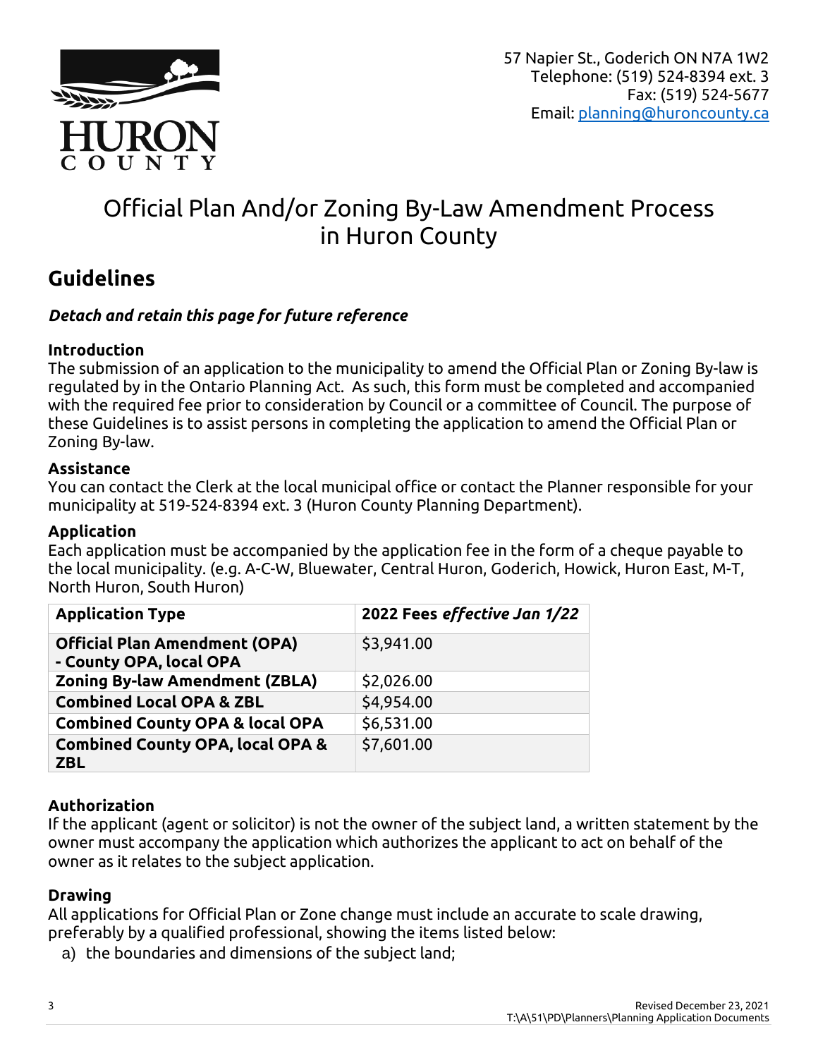57 Napier St., Goderich ON N7A 1W2
Telephone: (519) 524-8394 ext. 3
Fax: (519) 524-5677
Email: planning@huroncounty.ca

# Official Plan And/or Zoning By-Law Amendment Process in Huron County

## Guidelines

***Detach and retain this page for future reference***

**Introduction**
The submission of an application to the municipality to amend the Official Plan or Zoning By-law is regulated by in the Ontario Planning Act. As such, this form must be completed and accompanied with the required fee prior to consideration by Council or a committee of Council. The purpose of these Guidelines is to assist persons in completing the application to amend the Official Plan or Zoning By-law.

**Assistance**
You can contact the Clerk at the local municipal office or contact the Planner responsible for your municipality at 519-524-8394 ext. 3 (Huron County Planning Department).

**Application**
Each application must be accompanied by the application fee in the form of a cheque payable to the local municipality. (e.g. A-C-W, Bluewater, Central Huron, Goderich, Howick, Huron East, M-T, North Huron, South Huron)

| Application Type | 2022 Fees *effective Jan 1/22* |
|---|---|
| **Official Plan Amendment (OPA) - County OPA, local OPA** | $3,941.00 |
| **Zoning By-law Amendment (ZBLA)** | $2,026.00 |
| **Combined Local OPA & ZBL** | $4,954.00 |
| **Combined County OPA & local OPA** | $6,531.00 |
| **Combined County OPA, local OPA & ZBL** | $7,601.00 |

**Authorization**
If the applicant (agent or solicitor) is not the owner of the subject land, a written statement by the owner must accompany the application which authorizes the applicant to act on behalf of the owner as it relates to the subject application.

**Drawing**
All applications for Official Plan or Zone change must include an accurate to scale drawing, preferably by a qualified professional, showing the items listed below:

a) the boundaries and dimensions of the subject land;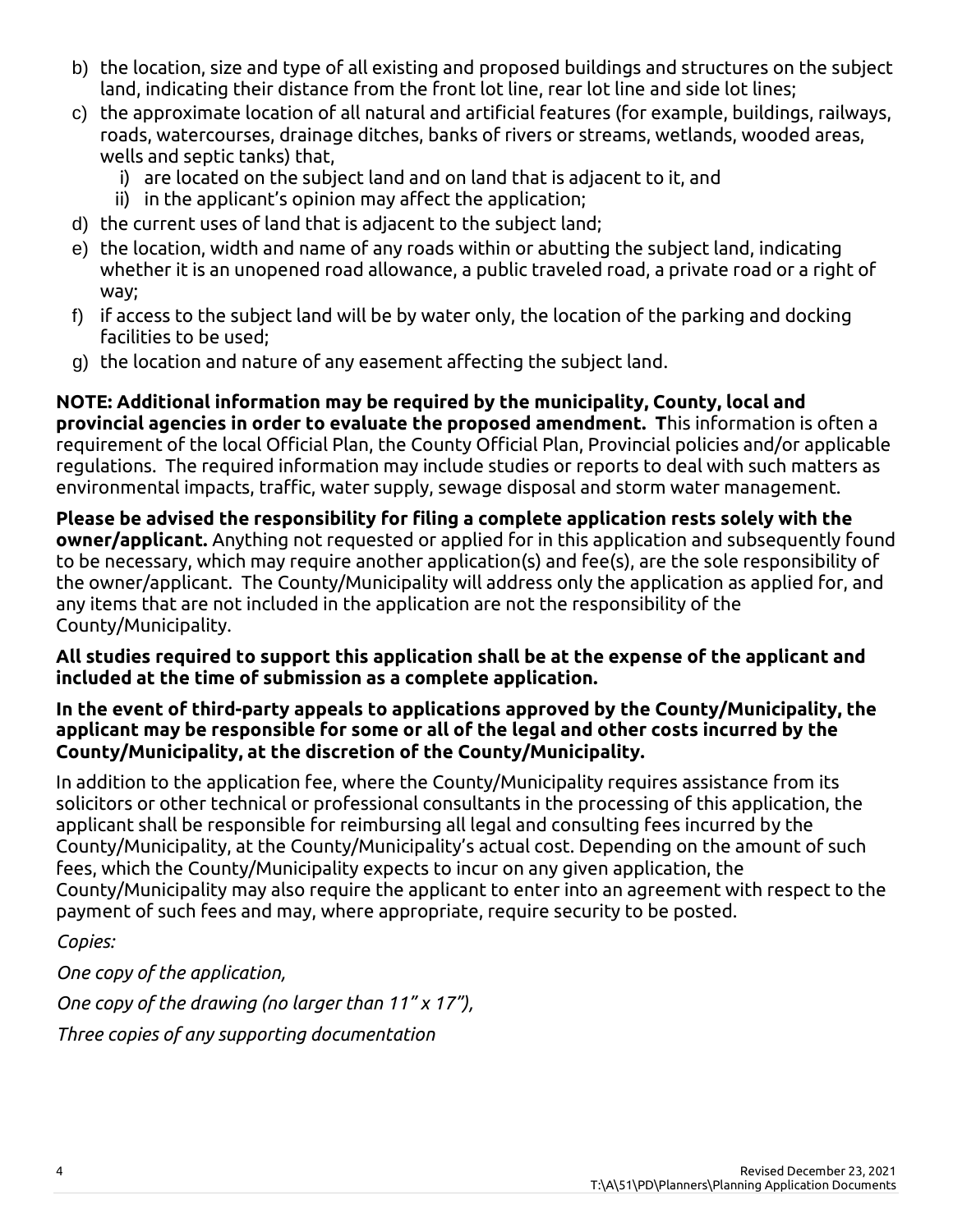b) the location, size and type of all existing and proposed buildings and structures on the subject land, indicating their distance from the front lot line, rear lot line and side lot lines;
c) the approximate location of all natural and artificial features (for example, buildings, railways, roads, watercourses, drainage ditches, banks of rivers or streams, wetlands, wooded areas, wells and septic tanks) that,
   i) are located on the subject land and on land that is adjacent to it, and
   ii) in the applicant's opinion may affect the application;
d) the current uses of land that is adjacent to the subject land;
e) the location, width and name of any roads within or abutting the subject land, indicating whether it is an unopened road allowance, a public traveled road, a private road or a right of way;
f) if access to the subject land will be by water only, the location of the parking and docking facilities to be used;
g) the location and nature of any easement affecting the subject land.

**NOTE: Additional information may be required by the municipality, County, local and provincial agencies in order to evaluate the proposed amendment. T**his information is often a requirement of the local Official Plan, the County Official Plan, Provincial policies and/or applicable regulations. The required information may include studies or reports to deal with such matters as environmental impacts, traffic, water supply, sewage disposal and storm water management.

**Please be advised the responsibility for filing a complete application rests solely with the owner/applicant.** Anything not requested or applied for in this application and subsequently found to be necessary, which may require another application(s) and fee(s), are the sole responsibility of the owner/applicant. The County/Municipality will address only the application as applied for, and any items that are not included in the application are not the responsibility of the County/Municipality.

**All studies required to support this application shall be at the expense of the applicant and included at the time of submission as a complete application.**

**In the event of third-party appeals to applications approved by the County/Municipality, the applicant may be responsible for some or all of the legal and other costs incurred by the County/Municipality, at the discretion of the County/Municipality.**

In addition to the application fee, where the County/Municipality requires assistance from its solicitors or other technical or professional consultants in the processing of this application, the applicant shall be responsible for reimbursing all legal and consulting fees incurred by the County/Municipality, at the County/Municipality's actual cost. Depending on the amount of such fees, which the County/Municipality expects to incur on any given application, the County/Municipality may also require the applicant to enter into an agreement with respect to the payment of such fees and may, where appropriate, require security to be posted.

*Copies:*

*One copy of the application,*

*One copy of the drawing (no larger than 11" x 17"),*

*Three copies of any supporting documentation*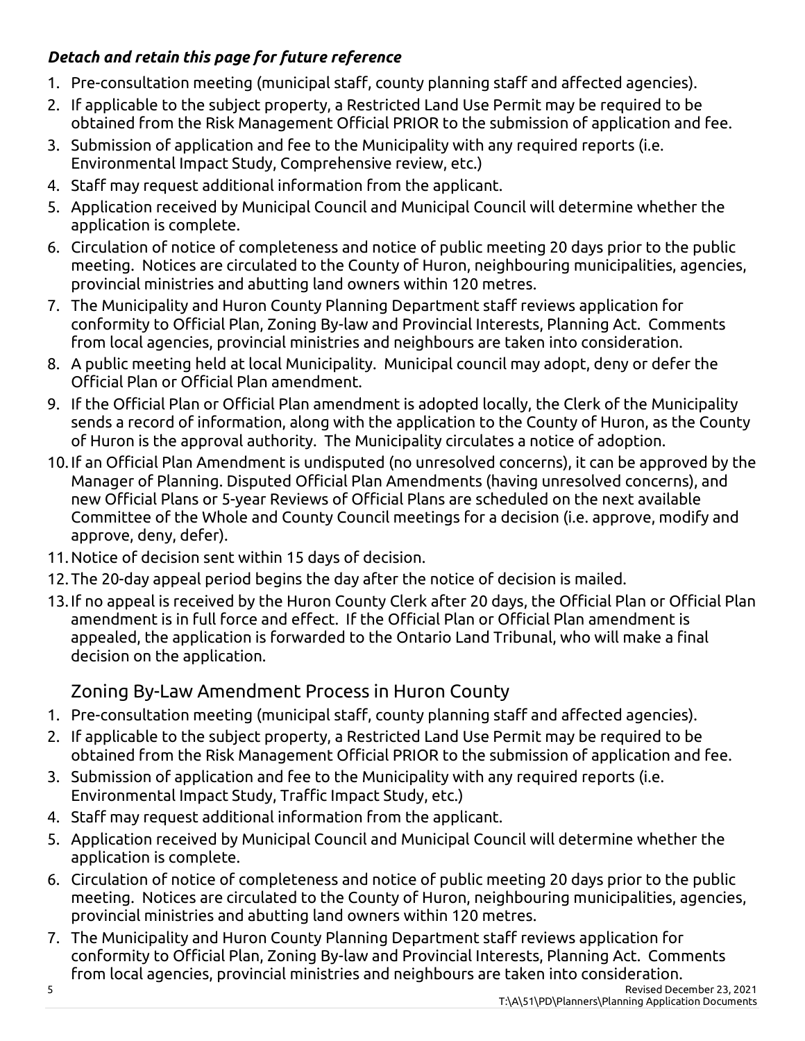***Detach and retain this page for future reference***

1. Pre-consultation meeting (municipal staff, county planning staff and affected agencies).
2. If applicable to the subject property, a Restricted Land Use Permit may be required to be obtained from the Risk Management Official PRIOR to the submission of application and fee.
3. Submission of application and fee to the Municipality with any required reports (i.e. Environmental Impact Study, Comprehensive review, etc.)
4. Staff may request additional information from the applicant.
5. Application received by Municipal Council and Municipal Council will determine whether the application is complete.
6. Circulation of notice of completeness and notice of public meeting 20 days prior to the public meeting. Notices are circulated to the County of Huron, neighbouring municipalities, agencies, provincial ministries and abutting land owners within 120 metres.
7. The Municipality and Huron County Planning Department staff reviews application for conformity to Official Plan, Zoning By-law and Provincial Interests, Planning Act. Comments from local agencies, provincial ministries and neighbours are taken into consideration.
8. A public meeting held at local Municipality. Municipal council may adopt, deny or defer the Official Plan or Official Plan amendment.
9. If the Official Plan or Official Plan amendment is adopted locally, the Clerk of the Municipality sends a record of information, along with the application to the County of Huron, as the County of Huron is the approval authority. The Municipality circulates a notice of adoption.
10. If an Official Plan Amendment is undisputed (no unresolved concerns), it can be approved by the Manager of Planning. Disputed Official Plan Amendments (having unresolved concerns), and new Official Plans or 5-year Reviews of Official Plans are scheduled on the next available Committee of the Whole and County Council meetings for a decision (i.e. approve, modify and approve, deny, defer).
11. Notice of decision sent within 15 days of decision.
12. The 20-day appeal period begins the day after the notice of decision is mailed.
13. If no appeal is received by the Huron County Clerk after 20 days, the Official Plan or Official Plan amendment is in full force and effect. If the Official Plan or Official Plan amendment is appealed, the application is forwarded to the Ontario Land Tribunal, who will make a final decision on the application.

## Zoning By-Law Amendment Process in Huron County

1. Pre-consultation meeting (municipal staff, county planning staff and affected agencies).
2. If applicable to the subject property, a Restricted Land Use Permit may be required to be obtained from the Risk Management Official PRIOR to the submission of application and fee.
3. Submission of application and fee to the Municipality with any required reports (i.e. Environmental Impact Study, Traffic Impact Study, etc.)
4. Staff may request additional information from the applicant.
5. Application received by Municipal Council and Municipal Council will determine whether the application is complete.
6. Circulation of notice of completeness and notice of public meeting 20 days prior to the public meeting. Notices are circulated to the County of Huron, neighbouring municipalities, agencies, provincial ministries and abutting land owners within 120 metres.
7. The Municipality and Huron County Planning Department staff reviews application for conformity to Official Plan, Zoning By-law and Provincial Interests, Planning Act. Comments from local agencies, provincial ministries and neighbours are taken into consideration.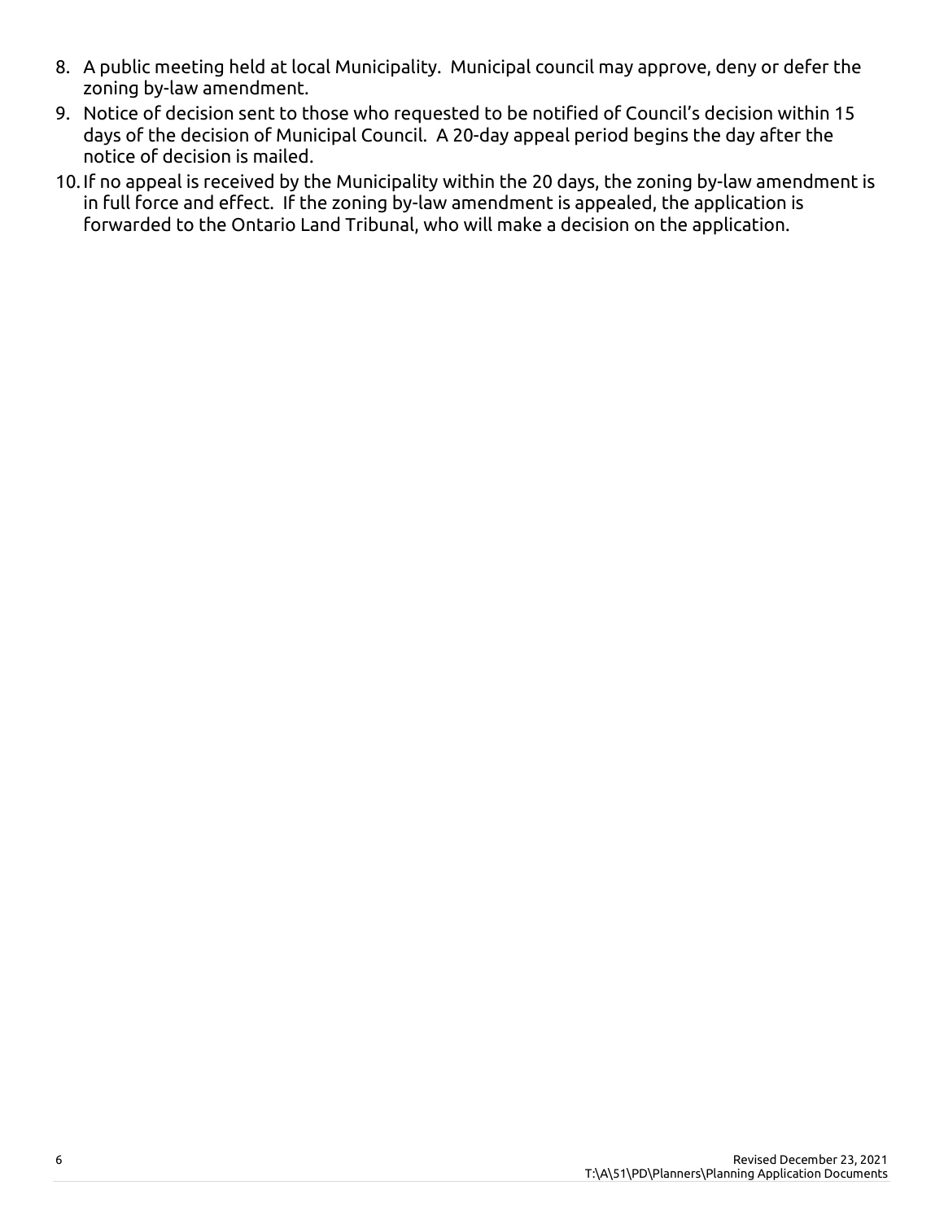8. A public meeting held at local Municipality. Municipal council may approve, deny or defer the zoning by-law amendment.
9. Notice of decision sent to those who requested to be notified of Council's decision within 15 days of the decision of Municipal Council. A 20-day appeal period begins the day after the notice of decision is mailed.
10. If no appeal is received by the Municipality within the 20 days, the zoning by-law amendment is in full force and effect. If the zoning by-law amendment is appealed, the application is forwarded to the Ontario Land Tribunal, who will make a decision on the application.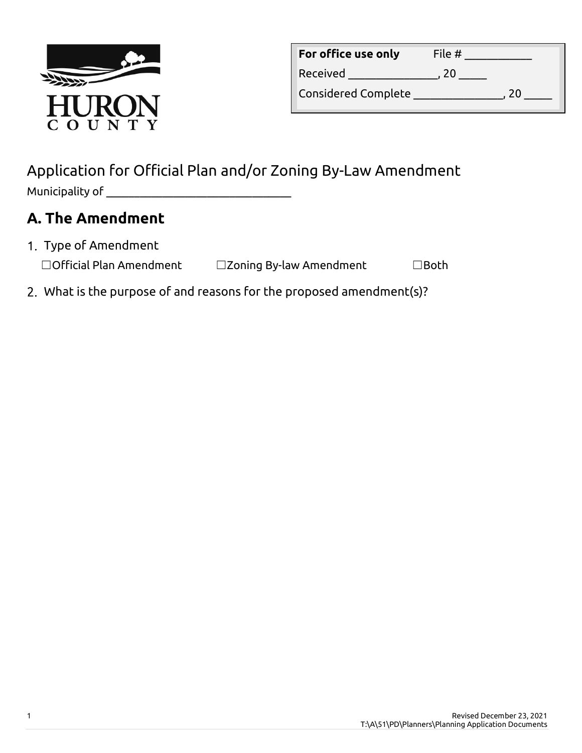| For office use only | File # ___________ |
|---|---|
| Received _______________, 20 _____ | |
| Considered Complete _______________, 20 _____ | |

# Application for Official Plan and/or Zoning By-Law Amendment

Municipality of ________________________________

## A. The Amendment

1. Type of Amendment

   ☐Official Plan Amendment ☐Zoning By-law Amendment ☐Both

2. What is the purpose of and reasons for the proposed amendment(s)?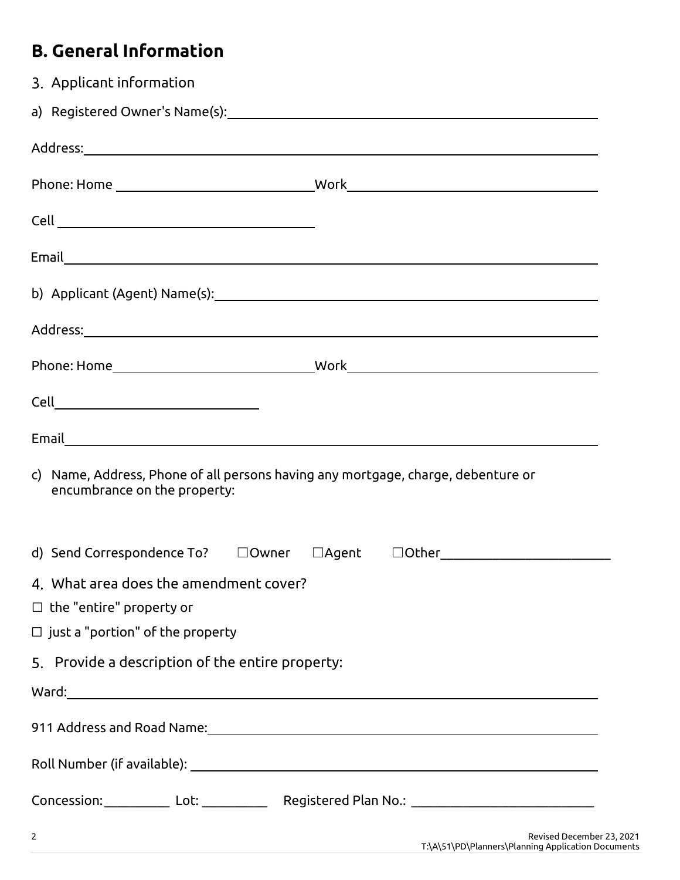## B. General Information

3. Applicant information

a) Registered Owner's Name(s): ______________________________

Address: ______________________________

Phone: Home ______________________________ Work ______________________________

Cell ______________________________

Email ______________________________

b) Applicant (Agent) Name(s): ______________________________

Address: ______________________________

Phone: Home ______________________________ Work ______________________________

Cell ______________________________

Email ______________________________

c) Name, Address, Phone of all persons having any mortgage, charge, debenture or encumbrance on the property:

d) Send Correspondence To? ☐Owner ☐Agent ☐Other______________________________

4. What area does the amendment cover?

☐ the "entire" property or

☐ just a "portion" of the property

5. Provide a description of the entire property:

Ward: ______________________________

911 Address and Road Name: ______________________________

Roll Number (if available): ______________________________

Concession: __________ Lot: __________ Registered Plan No.: ______________________________

Revised December 23, 2021
T:\A\51\PD\Planners\Planning Application Documents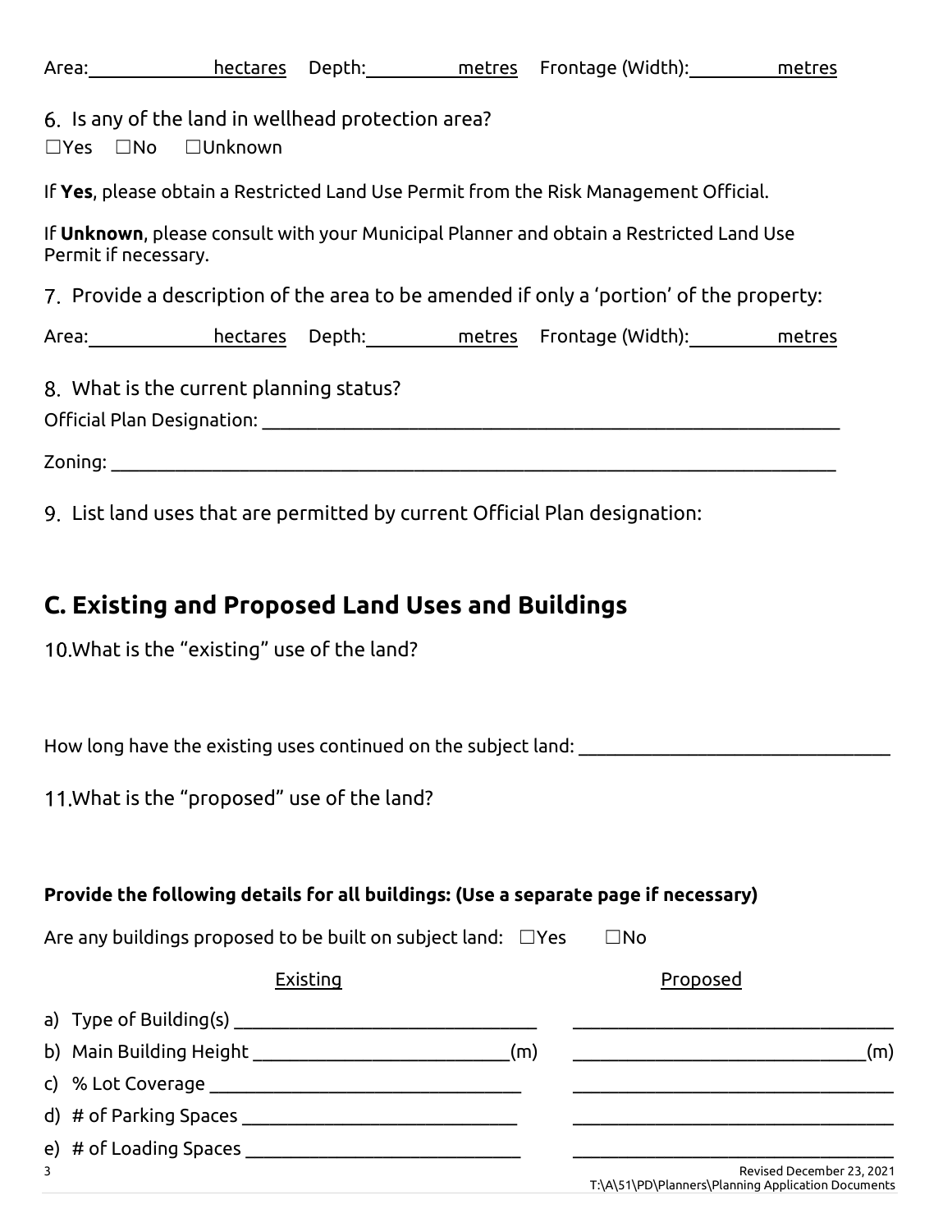Area:_____________ hectares  Depth:_________ metres  Frontage (Width):_________ metres

6. Is any of the land in wellhead protection area?

☐Yes ☐No ☐Unknown

If **Yes**, please obtain a Restricted Land Use Permit from the Risk Management Official.

If **Unknown**, please consult with your Municipal Planner and obtain a Restricted Land Use Permit if necessary.

7. Provide a description of the area to be amended if only a 'portion' of the property:

Area:_____________ hectares  Depth:_________ metres  Frontage (Width):_________ metres

8. What is the current planning status?

Official Plan Designation: ____________________________________________

Zoning: ____________________________________________

9. List land uses that are permitted by current Official Plan designation:

## C. Existing and Proposed Land Uses and Buildings

10. What is the "existing" use of the land?

How long have the existing uses continued on the subject land: ______________________

11. What is the "proposed" use of the land?

**Provide the following details for all buildings: (Use a separate page if necessary)**

Are any buildings proposed to be built on subject land: ☐Yes ☐No

| | Existing | Proposed |
| --- | --- | --- |
| a) Type of Building(s) | ______________________ | ______________________ |
| b) Main Building Height | ______________________(m) | ______________________(m) |
| c) % Lot Coverage | ______________________ | ______________________ |
| d) # of Parking Spaces | ______________________ | ______________________ |
| e) # of Loading Spaces | ______________________ | ______________________ |

Revised December 23, 2021
T:\A\51\PD\Planners\Planning Application Documents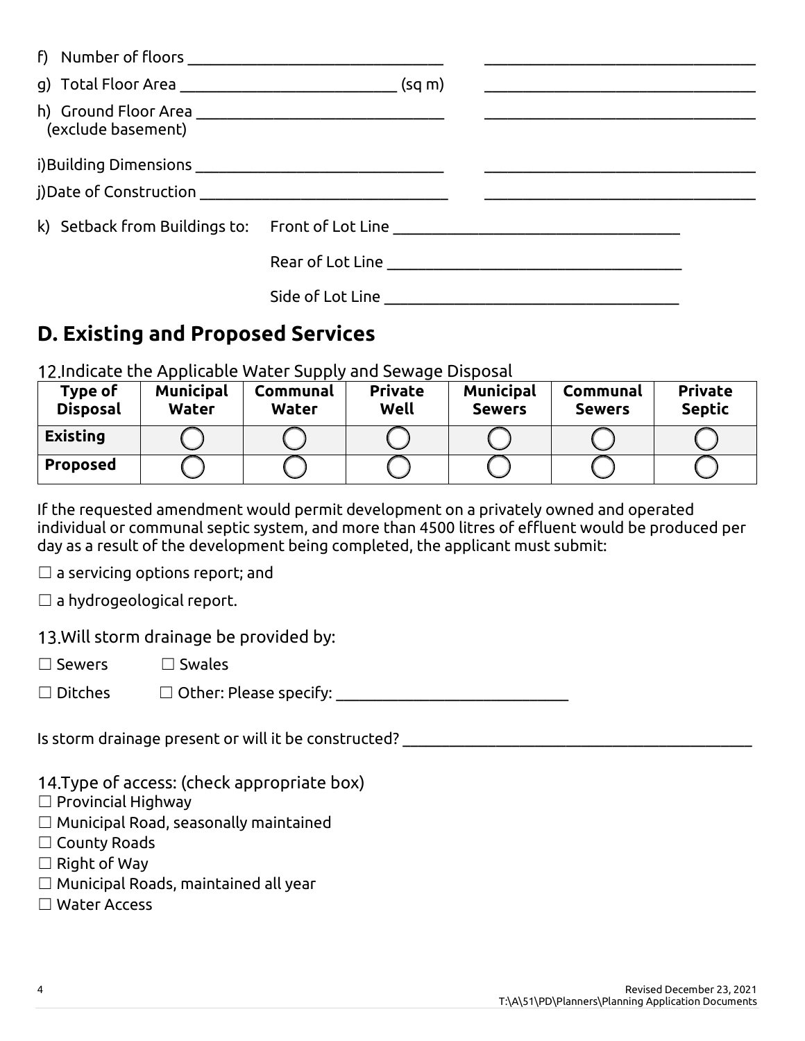f) Number of floors ______________________________ ______________________________

g) Total Floor Area ______________________________ (sq m) ______________________________

h) Ground Floor Area ______________________________ ______________________________
(exclude basement)

i)Building Dimensions ______________________________ ______________________________

j)Date of Construction ______________________________ ______________________________

k) Setback from Buildings to: Front of Lot Line ______________________________

Rear of Lot Line ______________________________

Side of Lot Line ______________________________

## D. Existing and Proposed Services

12. Indicate the Applicable Water Supply and Sewage Disposal

| Type of Disposal | Municipal Water | Communal Water | Private Well | Municipal Sewers | Communal Sewers | Private Septic |
|---|---|---|---|---|---|---|
| **Existing** | ◯ | ◯ | ◯ | ◯ | ◯ | ◯ |
| **Proposed** | ◯ | ◯ | ◯ | ◯ | ◯ | ◯ |

If the requested amendment would permit development on a privately owned and operated individual or communal septic system, and more than 4500 litres of effluent would be produced per day as a result of the development being completed, the applicant must submit:

☐ a servicing options report; and

☐ a hydrogeological report.

13. Will storm drainage be provided by:

☐ Sewers ☐ Swales

☐ Ditches ☐ Other: Please specify: ______________________________

Is storm drainage present or will it be constructed? ______________________________

14. Type of access: (check appropriate box)

☐ Provincial Highway
☐ Municipal Road, seasonally maintained
☐ County Roads
☐ Right of Way
☐ Municipal Roads, maintained all year
☐ Water Access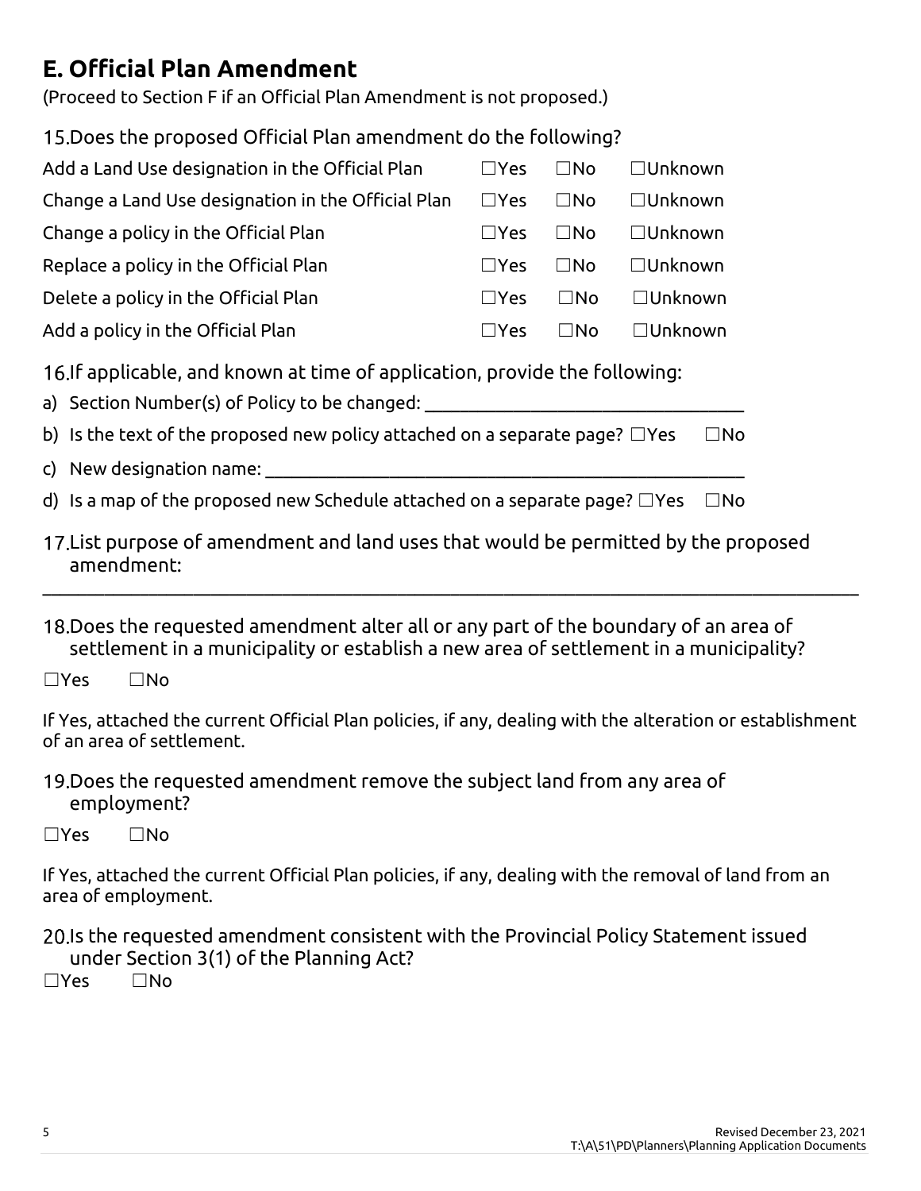## E. Official Plan Amendment

(Proceed to Section F if an Official Plan Amendment is not proposed.)

15. Does the proposed Official Plan amendment do the following?

| | | | |
|---|---|---|---|
| Add a Land Use designation in the Official Plan | ☐Yes | ☐No | ☐Unknown |
| Change a Land Use designation in the Official Plan | ☐Yes | ☐No | ☐Unknown |
| Change a policy in the Official Plan | ☐Yes | ☐No | ☐Unknown |
| Replace a policy in the Official Plan | ☐Yes | ☐No | ☐Unknown |
| Delete a policy in the Official Plan | ☐Yes | ☐No | ☐Unknown |
| Add a policy in the Official Plan | ☐Yes | ☐No | ☐Unknown |

16. If applicable, and known at time of application, provide the following:

a) Section Number(s) of Policy to be changed: ___________________________________

b) Is the text of the proposed new policy attached on a separate page? ☐Yes ☐No

c) New designation name: _______________________________________________

d) Is a map of the proposed new Schedule attached on a separate page? ☐Yes ☐No

17. List purpose of amendment and land uses that would be permitted by the proposed amendment:

___________________________________________________________________________

18. Does the requested amendment alter all or any part of the boundary of an area of settlement in a municipality or establish a new area of settlement in a municipality?

☐Yes ☐No

If Yes, attached the current Official Plan policies, if any, dealing with the alteration or establishment of an area of settlement.

19. Does the requested amendment remove the subject land from any area of employment?

☐Yes ☐No

If Yes, attached the current Official Plan policies, if any, dealing with the removal of land from an area of employment.

20. Is the requested amendment consistent with the Provincial Policy Statement issued under Section 3(1) of the Planning Act?

☐Yes ☐No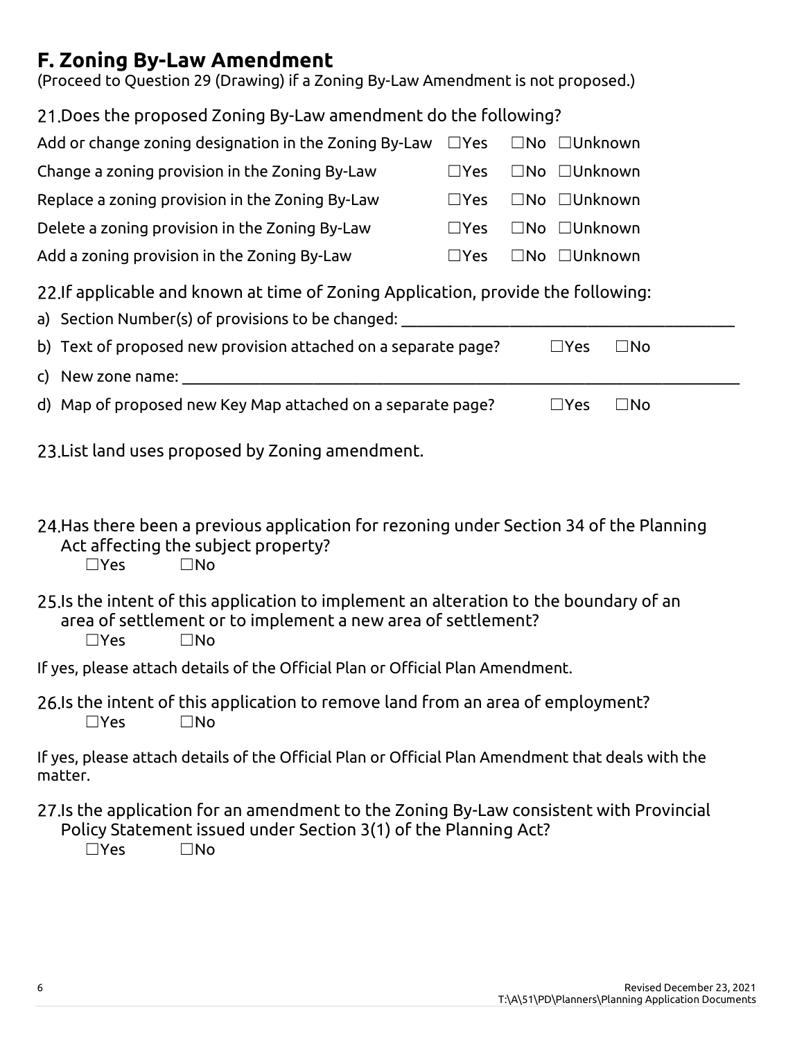## F. Zoning By-Law Amendment

(Proceed to Question 29 (Drawing) if a Zoning By-Law Amendment is not proposed.)

21. Does the proposed Zoning By-Law amendment do the following?

| | | | |
|---|---|---|---|
| Add or change zoning designation in the Zoning By-Law | ☐Yes | ☐No | ☐Unknown |
| Change a zoning provision in the Zoning By-Law | ☐Yes | ☐No | ☐Unknown |
| Replace a zoning provision in the Zoning By-Law | ☐Yes | ☐No | ☐Unknown |
| Delete a zoning provision in the Zoning By-Law | ☐Yes | ☐No | ☐Unknown |
| Add a zoning provision in the Zoning By-Law | ☐Yes | ☐No | ☐Unknown |

22. If applicable and known at time of Zoning Application, provide the following:

a) Section Number(s) of provisions to be changed: ________________________________________

b) Text of proposed new provision attached on a separate page? ☐Yes ☐No

c) New zone name: ________________________________________________________________

d) Map of proposed new Key Map attached on a separate page? ☐Yes ☐No

23. List land uses proposed by Zoning amendment.

24. Has there been a previous application for rezoning under Section 34 of the Planning Act affecting the subject property?
☐Yes ☐No

25. Is the intent of this application to implement an alteration to the boundary of an area of settlement or to implement a new area of settlement?
☐Yes ☐No

If yes, please attach details of the Official Plan or Official Plan Amendment.

26. Is the intent of this application to remove land from an area of employment?
☐Yes ☐No

If yes, please attach details of the Official Plan or Official Plan Amendment that deals with the matter.

27. Is the application for an amendment to the Zoning By-Law consistent with Provincial Policy Statement issued under Section 3(1) of the Planning Act?
☐Yes ☐No

Revised December 23, 2021
T:\A\51\PD\Planners\Planning Application Documents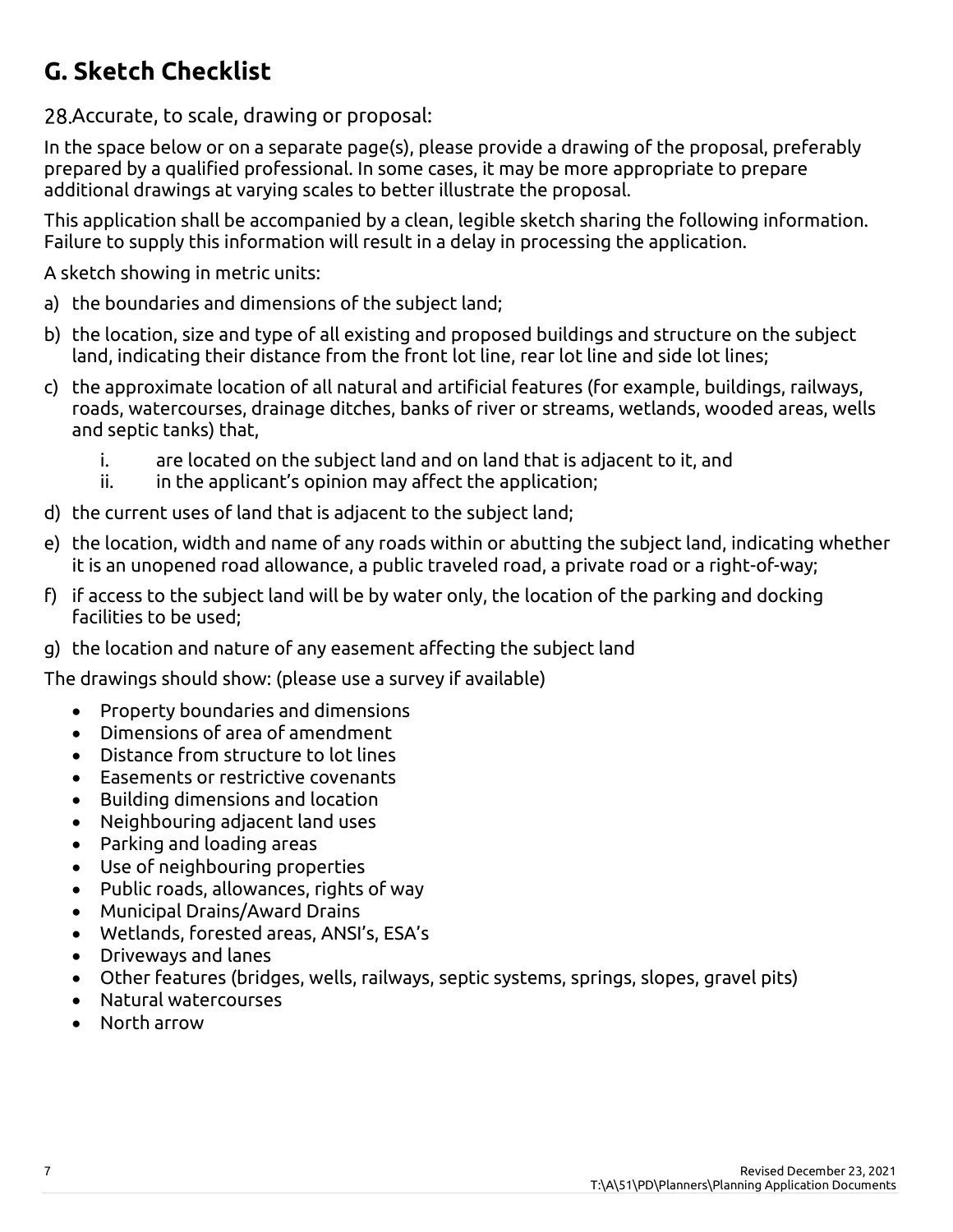## G. Sketch Checklist

28. Accurate, to scale, drawing or proposal:

In the space below or on a separate page(s), please provide a drawing of the proposal, preferably prepared by a qualified professional. In some cases, it may be more appropriate to prepare additional drawings at varying scales to better illustrate the proposal.

This application shall be accompanied by a clean, legible sketch sharing the following information. Failure to supply this information will result in a delay in processing the application.

A sketch showing in metric units:

a) the boundaries and dimensions of the subject land;

b) the location, size and type of all existing and proposed buildings and structure on the subject land, indicating their distance from the front lot line, rear lot line and side lot lines;

c) the approximate location of all natural and artificial features (for example, buildings, railways, roads, watercourses, drainage ditches, banks of river or streams, wetlands, wooded areas, wells and septic tanks) that,
   i. are located on the subject land and on land that is adjacent to it, and
   ii. in the applicant's opinion may affect the application;

d) the current uses of land that is adjacent to the subject land;

e) the location, width and name of any roads within or abutting the subject land, indicating whether it is an unopened road allowance, a public traveled road, a private road or a right-of-way;

f) if access to the subject land will be by water only, the location of the parking and docking facilities to be used;

g) the location and nature of any easement affecting the subject land

The drawings should show: (please use a survey if available)

- Property boundaries and dimensions
- Dimensions of area of amendment
- Distance from structure to lot lines
- Easements or restrictive covenants
- Building dimensions and location
- Neighbouring adjacent land uses
- Parking and loading areas
- Use of neighbouring properties
- Public roads, allowances, rights of way
- Municipal Drains/Award Drains
- Wetlands, forested areas, ANSI's, ESA's
- Driveways and lanes
- Other features (bridges, wells, railways, septic systems, springs, slopes, gravel pits)
- Natural watercourses
- North arrow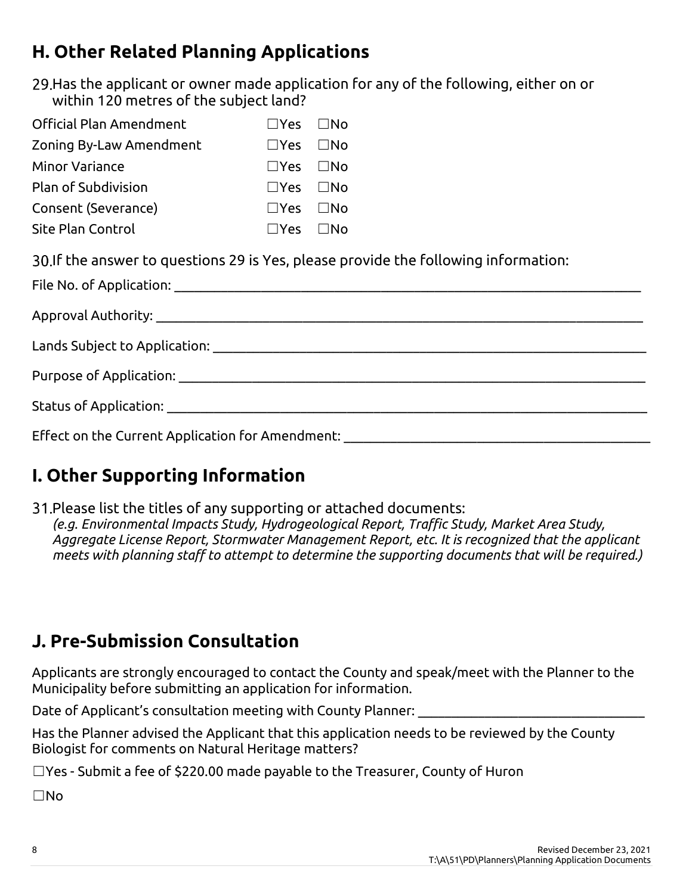## H. Other Related Planning Applications

29. Has the applicant or owner made application for any of the following, either on or within 120 metres of the subject land?

| | | |
|---|---|---|
| Official Plan Amendment | ☐Yes | ☐No |
| Zoning By-Law Amendment | ☐Yes | ☐No |
| Minor Variance | ☐Yes | ☐No |
| Plan of Subdivision | ☐Yes | ☐No |
| Consent (Severance) | ☐Yes | ☐No |
| Site Plan Control | ☐Yes | ☐No |

30. If the answer to questions 29 is Yes, please provide the following information:

File No. of Application: ___________________________________________

Approval Authority: ___________________________________________

Lands Subject to Application: ___________________________________________

Purpose of Application: ___________________________________________

Status of Application: ___________________________________________

Effect on the Current Application for Amendment: ___________________________________________

## I. Other Supporting Information

31. Please list the titles of any supporting or attached documents:
*(e.g. Environmental Impacts Study, Hydrogeological Report, Traffic Study, Market Area Study, Aggregate License Report, Stormwater Management Report, etc. It is recognized that the applicant meets with planning staff to attempt to determine the supporting documents that will be required.)*

## J. Pre-Submission Consultation

Applicants are strongly encouraged to contact the County and speak/meet with the Planner to the Municipality before submitting an application for information.

Date of Applicant's consultation meeting with County Planner: ______________________________

Has the Planner advised the Applicant that this application needs to be reviewed by the County Biologist for comments on Natural Heritage matters?

☐Yes - Submit a fee of $220.00 made payable to the Treasurer, County of Huron

☐No

Revised December 23, 2021
T:\A\51\PD\Planners\Planning Application Documents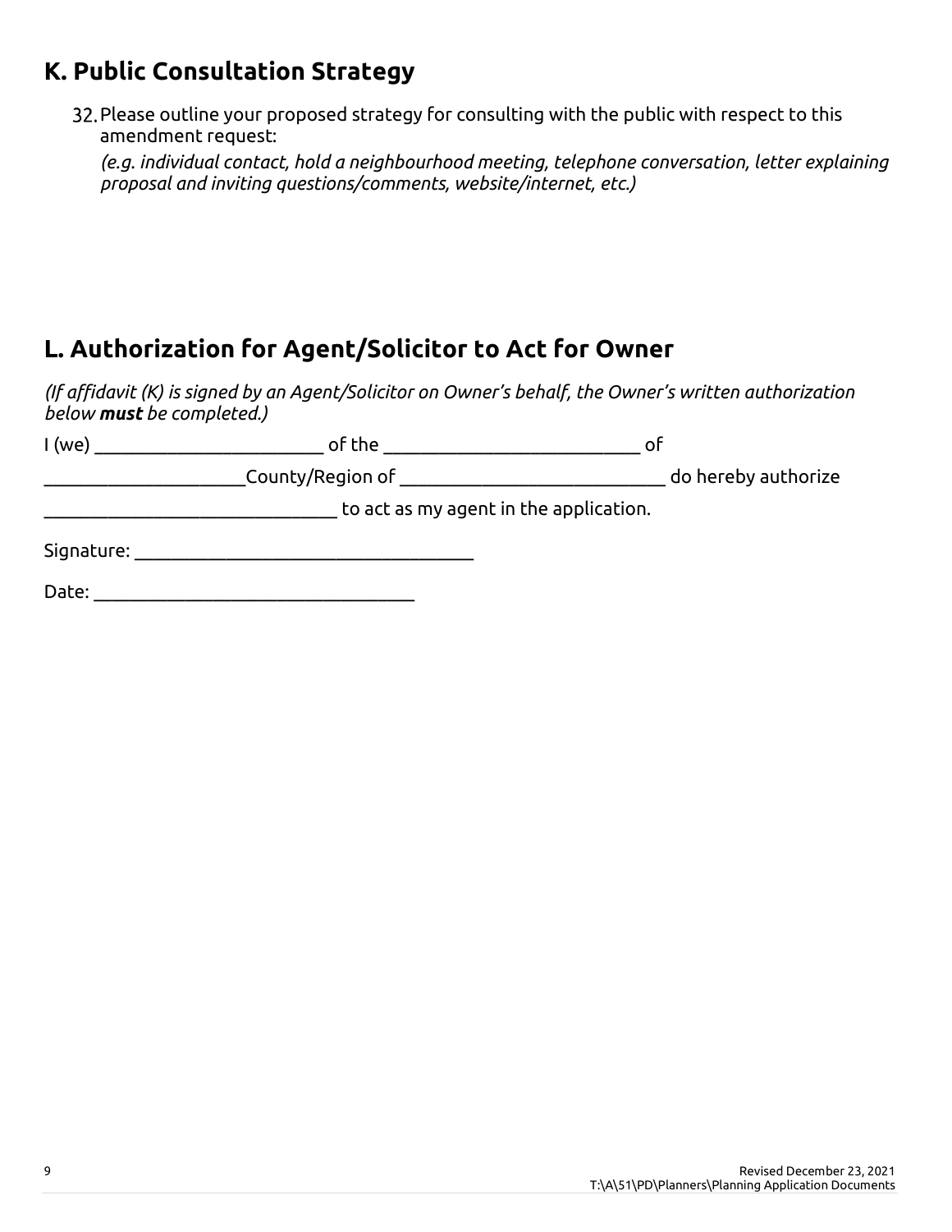## K. Public Consultation Strategy

32. Please outline your proposed strategy for consulting with the public with respect to this amendment request:

    *(e.g. individual contact, hold a neighbourhood meeting, telephone conversation, letter explaining proposal and inviting questions/comments, website/internet, etc.)*

## L. Authorization for Agent/Solicitor to Act for Owner

*(If affidavit (K) is signed by an Agent/Solicitor on Owner's behalf, the Owner's written authorization below **must** be completed.)*

I (we) _________________________ of the ____________________________ of _____________________County/Region of ____________________________ do hereby authorize ______________________________ to act as my agent in the application.

Signature: _____________________________________

Date: ___________________________________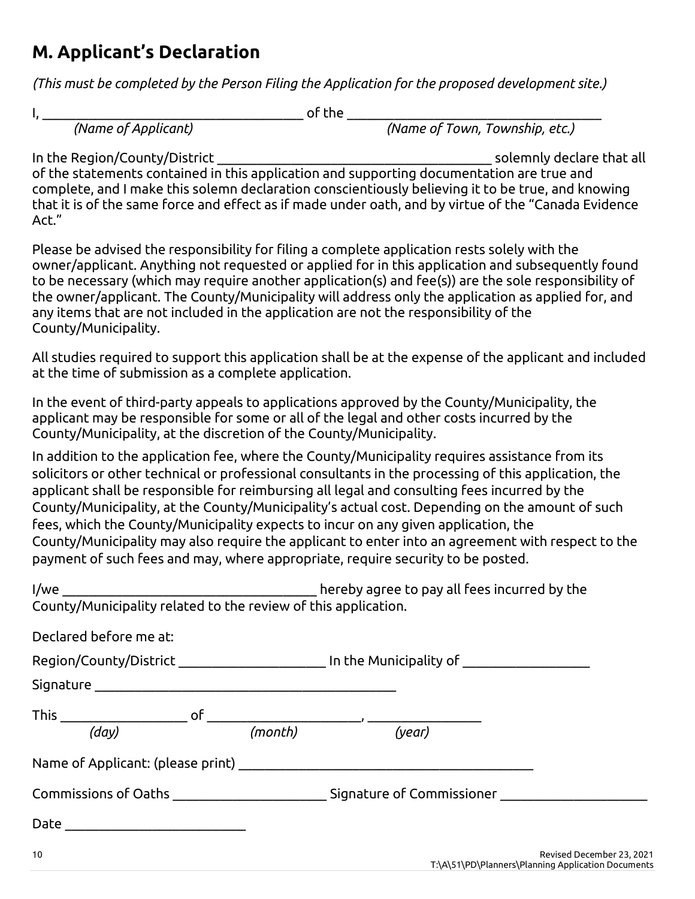## M. Applicant’s Declaration

*(This must be completed by the Person Filing the Application for the proposed development site.)*

I, _______________________________________ of the _____________________________________
*(Name of Applicant)* *(Name of Town, Township, etc.)*

In the Region/County/District ________________________________________ solemnly declare that all of the statements contained in this application and supporting documentation are true and complete, and I make this solemn declaration conscientiously believing it to be true, and knowing that it is of the same force and effect as if made under oath, and by virtue of the “Canada Evidence Act.”

Please be advised the responsibility for filing a complete application rests solely with the owner/applicant. Anything not requested or applied for in this application and subsequently found to be necessary (which may require another application(s) and fee(s)) are the sole responsibility of the owner/applicant. The County/Municipality will address only the application as applied for, and any items that are not included in the application are not the responsibility of the County/Municipality.

All studies required to support this application shall be at the expense of the applicant and included at the time of submission as a complete application.

In the event of third-party appeals to applications approved by the County/Municipality, the applicant may be responsible for some or all of the legal and other costs incurred by the County/Municipality, at the discretion of the County/Municipality.

In addition to the application fee, where the County/Municipality requires assistance from its solicitors or other technical or professional consultants in the processing of this application, the applicant shall be responsible for reimbursing all legal and consulting fees incurred by the County/Municipality, at the County/Municipality’s actual cost. Depending on the amount of such fees, which the County/Municipality expects to incur on any given application, the County/Municipality may also require the applicant to enter into an agreement with respect to the payment of such fees and may, where appropriate, require security to be posted.

I/we _____________________________________ hereby agree to pay all fees incurred by the County/Municipality related to the review of this application.

Declared before me at:

Region/County/District _____________________ In the Municipality of __________________

Signature ___________________________________________

This __________________ of _____________________, ________________
*(day)* *(month)* *(year)*

Name of Applicant: (please print) __________________________________________

Commissions of Oaths _____________________ Signature of Commissioner ____________________

Date __________________________

Revised December 23, 2021
T:\A\51\PD\Planners\Planning Application Documents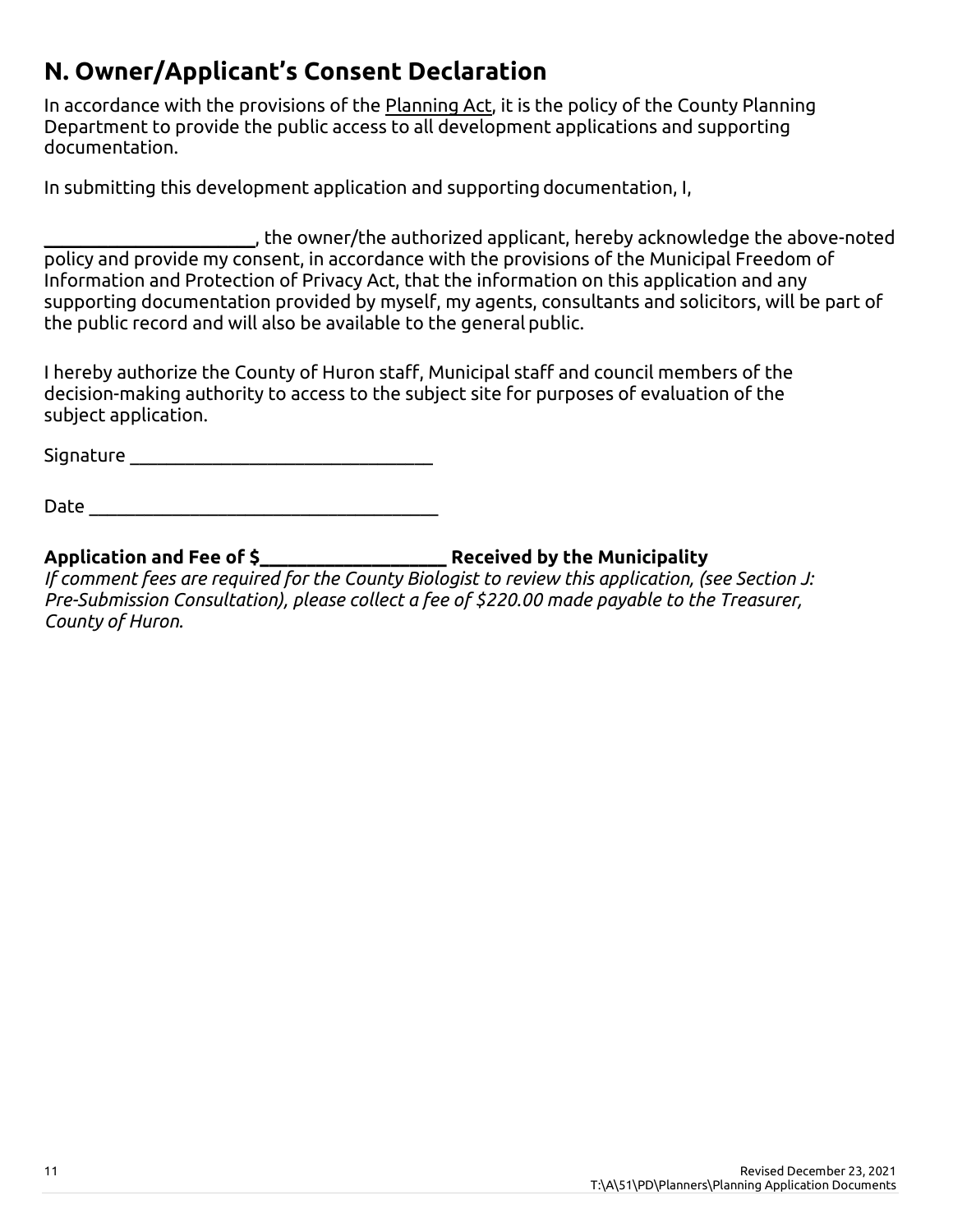## N. Owner/Applicant's Consent Declaration

In accordance with the provisions of the Planning Act, it is the policy of the County Planning Department to provide the public access to all development applications and supporting documentation.

In submitting this development application and supporting documentation, I,

______________________, the owner/the authorized applicant, hereby acknowledge the above-noted policy and provide my consent, in accordance with the provisions of the Municipal Freedom of Information and Protection of Privacy Act, that the information on this application and any supporting documentation provided by myself, my agents, consultants and solicitors, will be part of the public record and will also be available to the general public.

I hereby authorize the County of Huron staff, Municipal staff and council members of the decision-making authority to access to the subject site for purposes of evaluation of the subject application.

Signature _______________________________

Date ___________________________________

**Application and Fee of $___________________ Received by the Municipality**

*If comment fees are required for the County Biologist to review this application, (see Section J: Pre-Submission Consultation), please collect a fee of $220.00 made payable to the Treasurer, County of Huron.*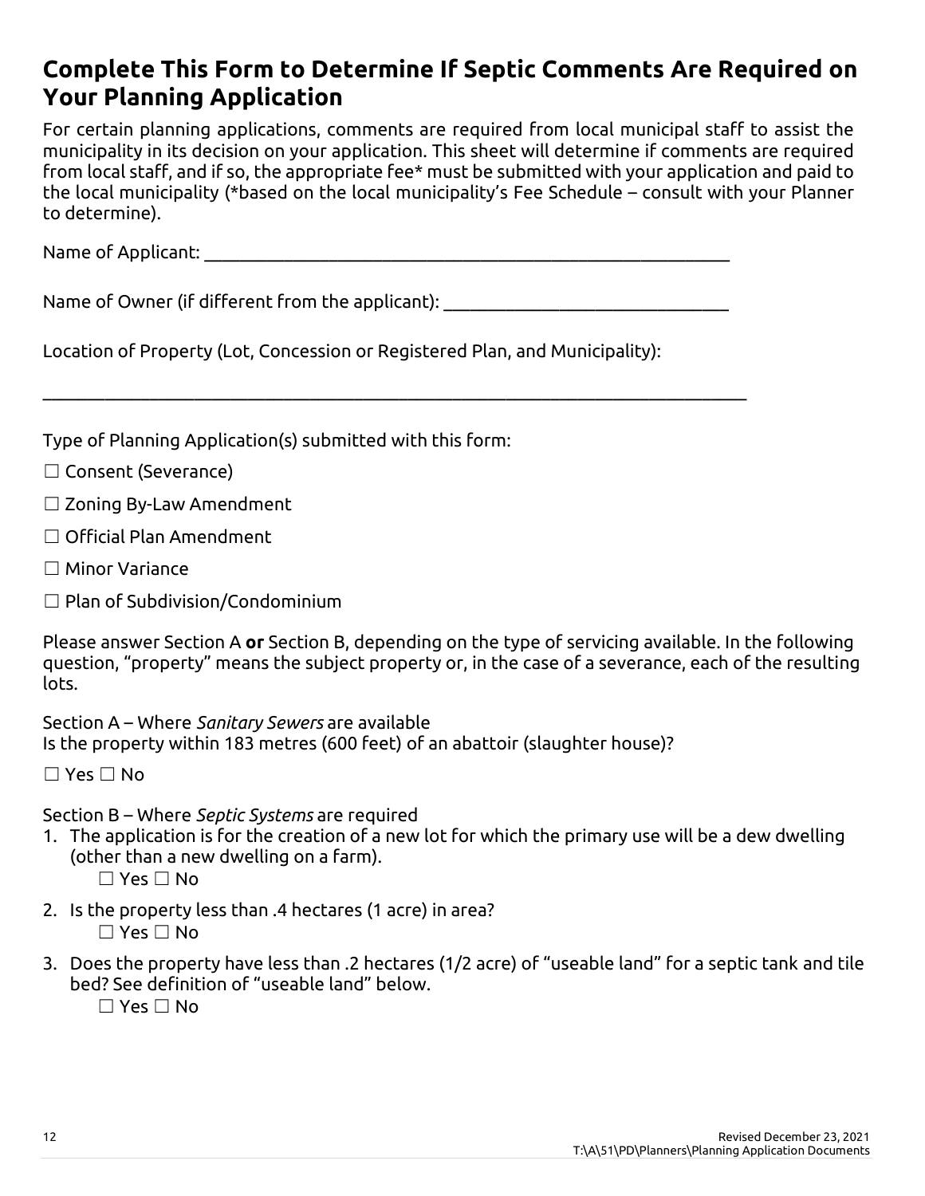## Complete This Form to Determine If Septic Comments Are Required on Your Planning Application

For certain planning applications, comments are required from local municipal staff to assist the municipality in its decision on your application. This sheet will determine if comments are required from local staff, and if so, the appropriate fee* must be submitted with your application and paid to the local municipality (*based on the local municipality's Fee Schedule – consult with your Planner to determine).

Name of Applicant: ____________________________________________________________

Name of Owner (if different from the applicant): ________________________________

Location of Property (Lot, Concession or Registered Plan, and Municipality):

____________________________________________________________________________

Type of Planning Application(s) submitted with this form:

☐ Consent (Severance)

☐ Zoning By-Law Amendment

☐ Official Plan Amendment

☐ Minor Variance

☐ Plan of Subdivision/Condominium

Please answer Section A **or** Section B, depending on the type of servicing available. In the following question, "property" means the subject property or, in the case of a severance, each of the resulting lots.

Section A – Where *Sanitary Sewers* are available
Is the property within 183 metres (600 feet) of an abattoir (slaughter house)?

☐ Yes ☐ No

Section B – Where *Septic Systems* are required

1. The application is for the creation of a new lot for which the primary use will be a dew dwelling (other than a new dwelling on a farm).
   ☐ Yes ☐ No
2. Is the property less than .4 hectares (1 acre) in area?
   ☐ Yes ☐ No
3. Does the property have less than .2 hectares (1/2 acre) of "useable land" for a septic tank and tile bed? See definition of "useable land" below.
   ☐ Yes ☐ No

Revised December 23, 2021
T:\A\51\PD\Planners\Planning Application Documents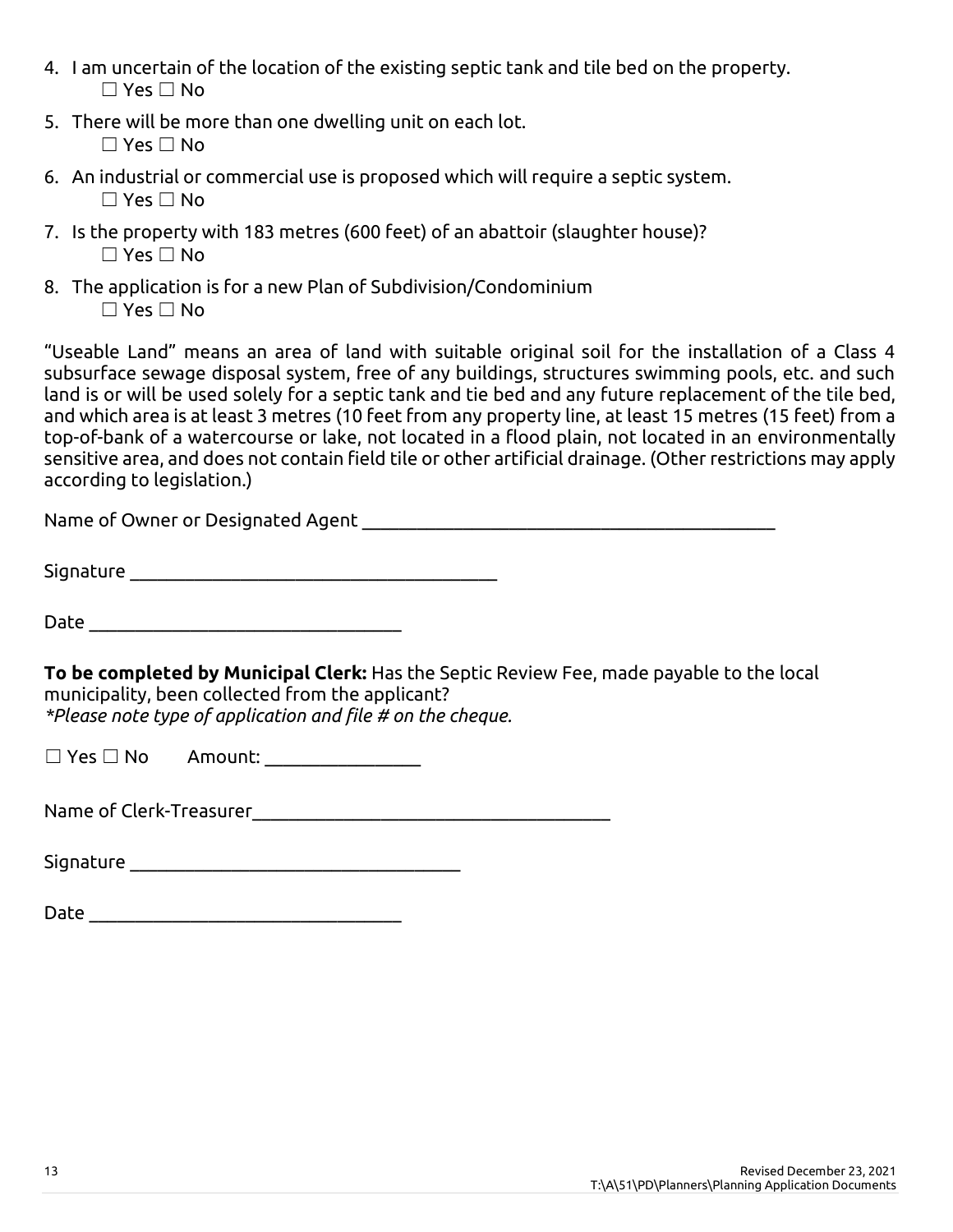4. I am uncertain of the location of the existing septic tank and tile bed on the property.
   ☐ Yes ☐ No
5. There will be more than one dwelling unit on each lot.
   ☐ Yes ☐ No
6. An industrial or commercial use is proposed which will require a septic system.
   ☐ Yes ☐ No
7. Is the property with 183 metres (600 feet) of an abattoir (slaughter house)?
   ☐ Yes ☐ No
8. The application is for a new Plan of Subdivision/Condominium
   ☐ Yes ☐ No

"Useable Land" means an area of land with suitable original soil for the installation of a Class 4 subsurface sewage disposal system, free of any buildings, structures swimming pools, etc. and such land is or will be used solely for a septic tank and tie bed and any future replacement of the tile bed, and which area is at least 3 metres (10 feet from any property line, at least 15 metres (15 feet) from a top-of-bank of a watercourse or lake, not located in a flood plain, not located in an environmentally sensitive area, and does not contain field tile or other artificial drainage. (Other restrictions may apply according to legislation.)

Name of Owner or Designated Agent ___________________________________________

Signature _______________________________________

Date ________________________________

**To be completed by Municipal Clerk:** Has the Septic Review Fee, made payable to the local municipality, been collected from the applicant?
*\*Please note type of application and file # on the cheque.*

☐ Yes ☐ No     Amount: ________________

Name of Clerk-Treasurer_____________________________________

Signature ___________________________________

Date ________________________________

Revised December 23, 2021
T:\A\51\PD\Planners\Planning Application Documents